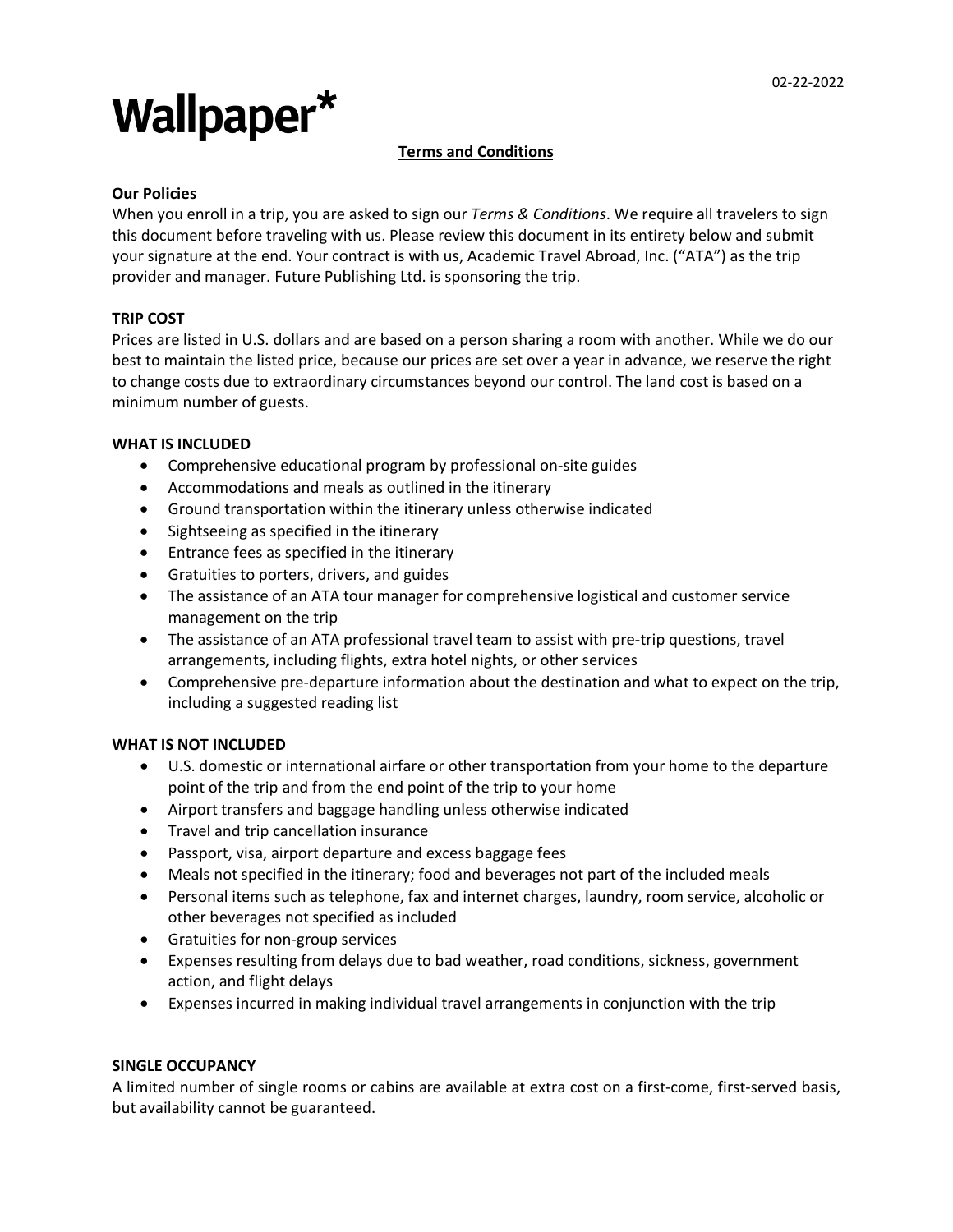02-22-2022

# Wallpaper*

## Terms and Conditions

**Our Policies**

When you enroll in a trip, you are asked to sign our *Terms & Conditions*. We require all travelers to sign this document before traveling with us. Please review this document in its entirety below and submit your signature at the end. Your contract is with us, Academic Travel Abroad, Inc. ("ATA") as the trip provider and manager. Future Publishing Ltd. is sponsoring the trip.

**TRIP COST**

Prices are listed in U.S. dollars and are based on a person sharing a room with another. While we do our best to maintain the listed price, because our prices are set over a year in advance, we reserve the right to change costs due to extraordinary circumstances beyond our control. The land cost is based on a minimum number of guests.

**WHAT IS INCLUDED**

- Comprehensive educational program by professional on-site guides
- Accommodations and meals as outlined in the itinerary
- Ground transportation within the itinerary unless otherwise indicated
- Sightseeing as specified in the itinerary
- Entrance fees as specified in the itinerary
- Gratuities to porters, drivers, and guides
- The assistance of an ATA tour manager for comprehensive logistical and customer service management on the trip
- The assistance of an ATA professional travel team to assist with pre-trip questions, travel arrangements, including flights, extra hotel nights, or other services
- Comprehensive pre-departure information about the destination and what to expect on the trip, including a suggested reading list

**WHAT IS NOT INCLUDED**

- U.S. domestic or international airfare or other transportation from your home to the departure point of the trip and from the end point of the trip to your home
- Airport transfers and baggage handling unless otherwise indicated
- Travel and trip cancellation insurance
- Passport, visa, airport departure and excess baggage fees
- Meals not specified in the itinerary; food and beverages not part of the included meals
- Personal items such as telephone, fax and internet charges, laundry, room service, alcoholic or other beverages not specified as included
- Gratuities for non-group services
- Expenses resulting from delays due to bad weather, road conditions, sickness, government action, and flight delays
- Expenses incurred in making individual travel arrangements in conjunction with the trip

**SINGLE OCCUPANCY**

A limited number of single rooms or cabins are available at extra cost on a first-come, first-served basis, but availability cannot be guaranteed.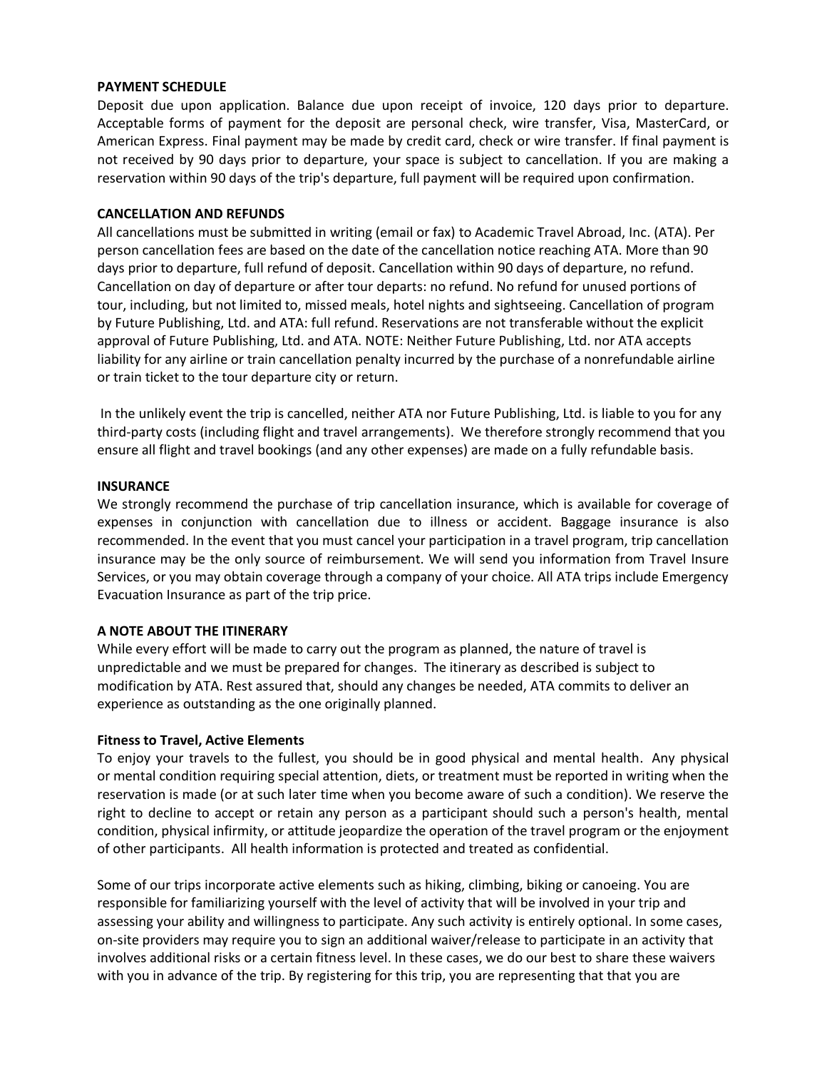**PAYMENT SCHEDULE**

Deposit due upon application. Balance due upon receipt of invoice, 120 days prior to departure. Acceptable forms of payment for the deposit are personal check, wire transfer, Visa, MasterCard, or American Express. Final payment may be made by credit card, check or wire transfer. If final payment is not received by 90 days prior to departure, your space is subject to cancellation. If you are making a reservation within 90 days of the trip's departure, full payment will be required upon confirmation.

**CANCELLATION AND REFUNDS**

All cancellations must be submitted in writing (email or fax) to Academic Travel Abroad, Inc. (ATA). Per person cancellation fees are based on the date of the cancellation notice reaching ATA. More than 90 days prior to departure, full refund of deposit. Cancellation within 90 days of departure, no refund. Cancellation on day of departure or after tour departs: no refund. No refund for unused portions of tour, including, but not limited to, missed meals, hotel nights and sightseeing. Cancellation of program by Future Publishing, Ltd. and ATA: full refund. Reservations are not transferable without the explicit approval of Future Publishing, Ltd. and ATA. NOTE: Neither Future Publishing, Ltd. nor ATA accepts liability for any airline or train cancellation penalty incurred by the purchase of a nonrefundable airline or train ticket to the tour departure city or return.

In the unlikely event the trip is cancelled, neither ATA nor Future Publishing, Ltd. is liable to you for any third-party costs (including flight and travel arrangements). We therefore strongly recommend that you ensure all flight and travel bookings (and any other expenses) are made on a fully refundable basis.

**INSURANCE**

We strongly recommend the purchase of trip cancellation insurance, which is available for coverage of expenses in conjunction with cancellation due to illness or accident. Baggage insurance is also recommended. In the event that you must cancel your participation in a travel program, trip cancellation insurance may be the only source of reimbursement. We will send you information from Travel Insure Services, or you may obtain coverage through a company of your choice. All ATA trips include Emergency Evacuation Insurance as part of the trip price.

**A NOTE ABOUT THE ITINERARY**

While every effort will be made to carry out the program as planned, the nature of travel is unpredictable and we must be prepared for changes. The itinerary as described is subject to modification by ATA. Rest assured that, should any changes be needed, ATA commits to deliver an experience as outstanding as the one originally planned.

**Fitness to Travel, Active Elements**

To enjoy your travels to the fullest, you should be in good physical and mental health. Any physical or mental condition requiring special attention, diets, or treatment must be reported in writing when the reservation is made (or at such later time when you become aware of such a condition). We reserve the right to decline to accept or retain any person as a participant should such a person's health, mental condition, physical infirmity, or attitude jeopardize the operation of the travel program or the enjoyment of other participants. All health information is protected and treated as confidential.

Some of our trips incorporate active elements such as hiking, climbing, biking or canoeing. You are responsible for familiarizing yourself with the level of activity that will be involved in your trip and assessing your ability and willingness to participate. Any such activity is entirely optional. In some cases, on-site providers may require you to sign an additional waiver/release to participate in an activity that involves additional risks or a certain fitness level. In these cases, we do our best to share these waivers with you in advance of the trip. By registering for this trip, you are representing that that you are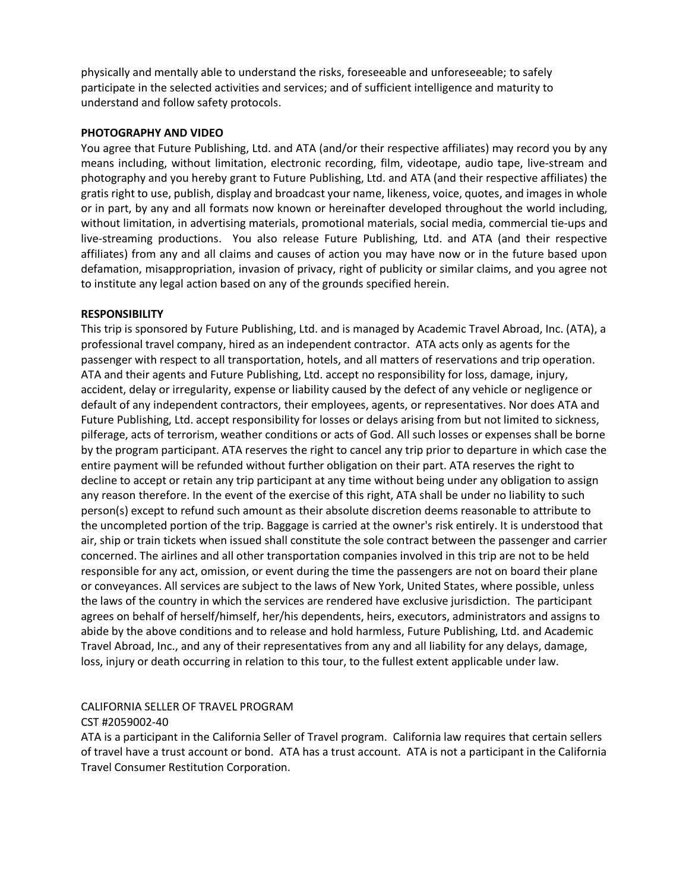physically and mentally able to understand the risks, foreseeable and unforeseeable; to safely participate in the selected activities and services; and of sufficient intelligence and maturity to understand and follow safety protocols.

**PHOTOGRAPHY AND VIDEO**

You agree that Future Publishing, Ltd. and ATA (and/or their respective affiliates) may record you by any means including, without limitation, electronic recording, film, videotape, audio tape, live-stream and photography and you hereby grant to Future Publishing, Ltd. and ATA (and their respective affiliates) the gratis right to use, publish, display and broadcast your name, likeness, voice, quotes, and images in whole or in part, by any and all formats now known or hereinafter developed throughout the world including, without limitation, in advertising materials, promotional materials, social media, commercial tie-ups and live-streaming productions. You also release Future Publishing, Ltd. and ATA (and their respective affiliates) from any and all claims and causes of action you may have now or in the future based upon defamation, misappropriation, invasion of privacy, right of publicity or similar claims, and you agree not to institute any legal action based on any of the grounds specified herein.

**RESPONSIBILITY**

This trip is sponsored by Future Publishing, Ltd. and is managed by Academic Travel Abroad, Inc. (ATA), a professional travel company, hired as an independent contractor. ATA acts only as agents for the passenger with respect to all transportation, hotels, and all matters of reservations and trip operation. ATA and their agents and Future Publishing, Ltd. accept no responsibility for loss, damage, injury, accident, delay or irregularity, expense or liability caused by the defect of any vehicle or negligence or default of any independent contractors, their employees, agents, or representatives. Nor does ATA and Future Publishing, Ltd. accept responsibility for losses or delays arising from but not limited to sickness, pilferage, acts of terrorism, weather conditions or acts of God. All such losses or expenses shall be borne by the program participant. ATA reserves the right to cancel any trip prior to departure in which case the entire payment will be refunded without further obligation on their part. ATA reserves the right to decline to accept or retain any trip participant at any time without being under any obligation to assign any reason therefore. In the event of the exercise of this right, ATA shall be under no liability to such person(s) except to refund such amount as their absolute discretion deems reasonable to attribute to the uncompleted portion of the trip. Baggage is carried at the owner's risk entirely. It is understood that air, ship or train tickets when issued shall constitute the sole contract between the passenger and carrier concerned. The airlines and all other transportation companies involved in this trip are not to be held responsible for any act, omission, or event during the time the passengers are not on board their plane or conveyances. All services are subject to the laws of New York, United States, where possible, unless the laws of the country in which the services are rendered have exclusive jurisdiction. The participant agrees on behalf of herself/himself, her/his dependents, heirs, executors, administrators and assigns to abide by the above conditions and to release and hold harmless, Future Publishing, Ltd. and Academic Travel Abroad, Inc., and any of their representatives from any and all liability for any delays, damage, loss, injury or death occurring in relation to this tour, to the fullest extent applicable under law.

CALIFORNIA SELLER OF TRAVEL PROGRAM

CST #2059002-40

ATA is a participant in the California Seller of Travel program. California law requires that certain sellers of travel have a trust account or bond. ATA has a trust account. ATA is not a participant in the California Travel Consumer Restitution Corporation.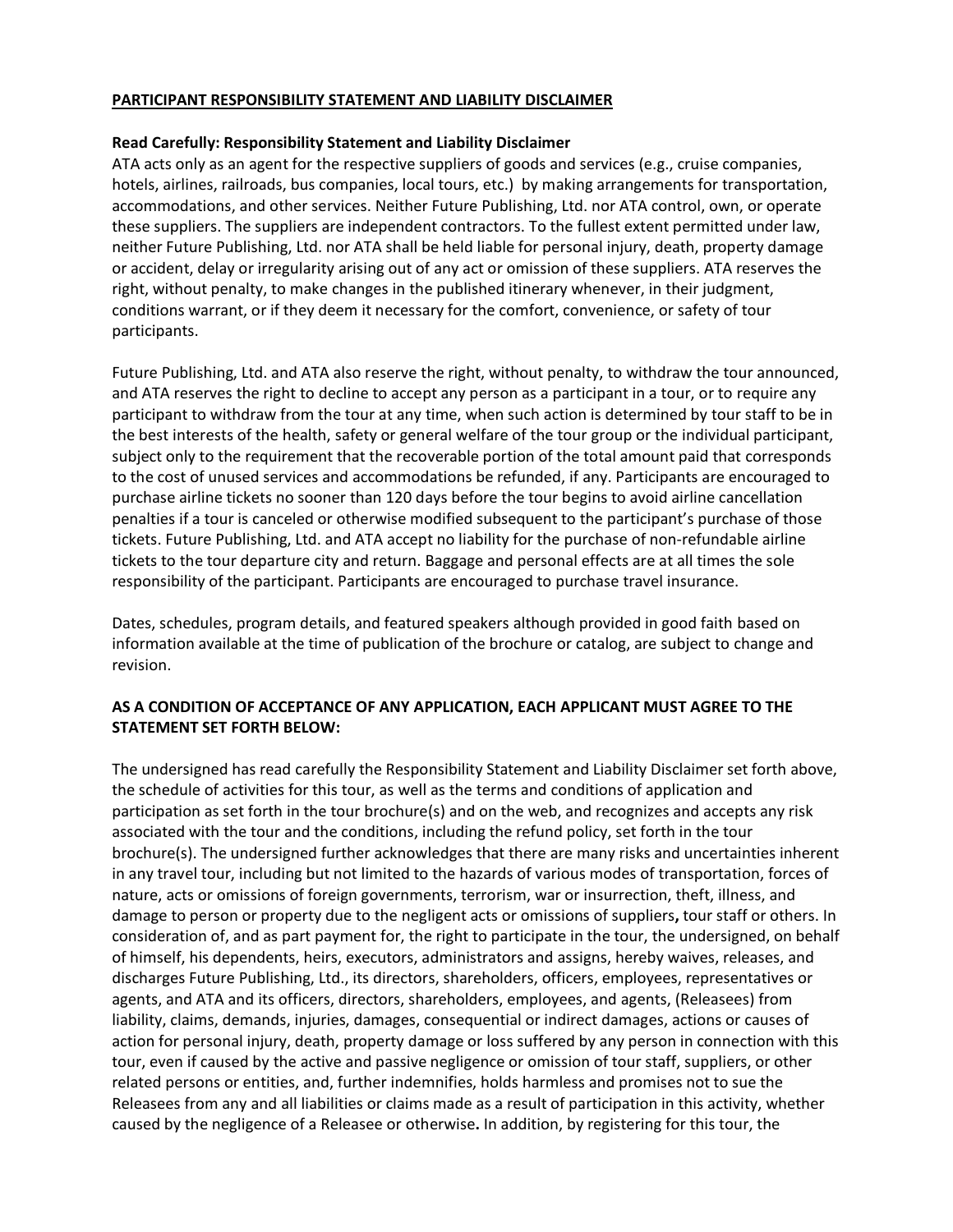**PARTICIPANT RESPONSIBILITY STATEMENT AND LIABILITY DISCLAIMER**

**Read Carefully: Responsibility Statement and Liability Disclaimer**
ATA acts only as an agent for the respective suppliers of goods and services (e.g., cruise companies, hotels, airlines, railroads, bus companies, local tours, etc.) by making arrangements for transportation, accommodations, and other services. Neither Future Publishing, Ltd. nor ATA control, own, or operate these suppliers. The suppliers are independent contractors. To the fullest extent permitted under law, neither Future Publishing, Ltd. nor ATA shall be held liable for personal injury, death, property damage or accident, delay or irregularity arising out of any act or omission of these suppliers. ATA reserves the right, without penalty, to make changes in the published itinerary whenever, in their judgment, conditions warrant, or if they deem it necessary for the comfort, convenience, or safety of tour participants.

Future Publishing, Ltd. and ATA also reserve the right, without penalty, to withdraw the tour announced, and ATA reserves the right to decline to accept any person as a participant in a tour, or to require any participant to withdraw from the tour at any time, when such action is determined by tour staff to be in the best interests of the health, safety or general welfare of the tour group or the individual participant, subject only to the requirement that the recoverable portion of the total amount paid that corresponds to the cost of unused services and accommodations be refunded, if any. Participants are encouraged to purchase airline tickets no sooner than 120 days before the tour begins to avoid airline cancellation penalties if a tour is canceled or otherwise modified subsequent to the participant's purchase of those tickets. Future Publishing, Ltd. and ATA accept no liability for the purchase of non-refundable airline tickets to the tour departure city and return. Baggage and personal effects are at all times the sole responsibility of the participant. Participants are encouraged to purchase travel insurance.

Dates, schedules, program details, and featured speakers although provided in good faith based on information available at the time of publication of the brochure or catalog, are subject to change and revision.

**AS A CONDITION OF ACCEPTANCE OF ANY APPLICATION, EACH APPLICANT MUST AGREE TO THE STATEMENT SET FORTH BELOW:**

The undersigned has read carefully the Responsibility Statement and Liability Disclaimer set forth above, the schedule of activities for this tour, as well as the terms and conditions of application and participation as set forth in the tour brochure(s) and on the web, and recognizes and accepts any risk associated with the tour and the conditions, including the refund policy, set forth in the tour brochure(s). The undersigned further acknowledges that there are many risks and uncertainties inherent in any travel tour, including but not limited to the hazards of various modes of transportation, forces of nature, acts or omissions of foreign governments, terrorism, war or insurrection, theft, illness, and damage to person or property due to the negligent acts or omissions of suppliers, tour staff or others. In consideration of, and as part payment for, the right to participate in the tour, the undersigned, on behalf of himself, his dependents, heirs, executors, administrators and assigns, hereby waives, releases, and discharges Future Publishing, Ltd., its directors, shareholders, officers, employees, representatives or agents, and ATA and its officers, directors, shareholders, employees, and agents, (Releasees) from liability, claims, demands, injuries, damages, consequential or indirect damages, actions or causes of action for personal injury, death, property damage or loss suffered by any person in connection with this tour, even if caused by the active and passive negligence or omission of tour staff, suppliers, or other related persons or entities, and, further indemnifies, holds harmless and promises not to sue the Releasees from any and all liabilities or claims made as a result of participation in this activity, whether caused by the negligence of a Releasee or otherwise. In addition, by registering for this tour, the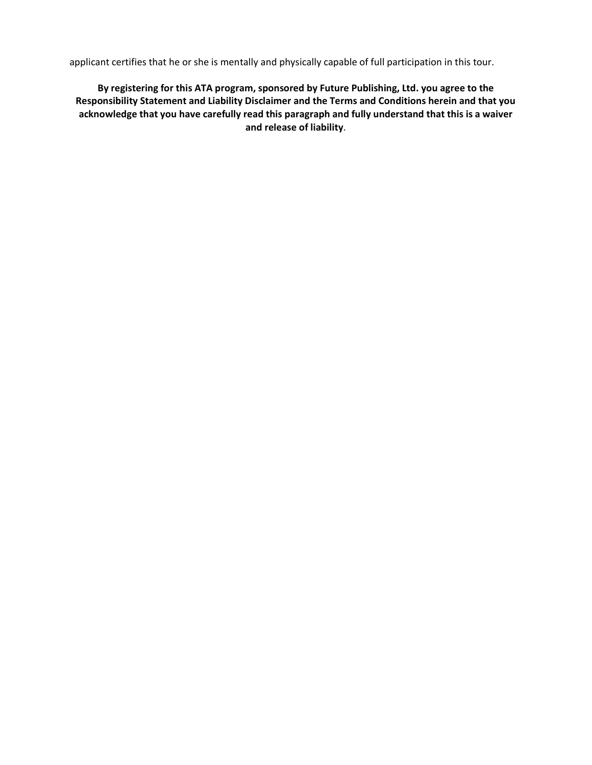applicant certifies that he or she is mentally and physically capable of full participation in this tour.

**By registering for this ATA program, sponsored by Future Publishing, Ltd. you agree to the Responsibility Statement and Liability Disclaimer and the Terms and Conditions herein and that you acknowledge that you have carefully read this paragraph and fully understand that this is a waiver and release of liability**.